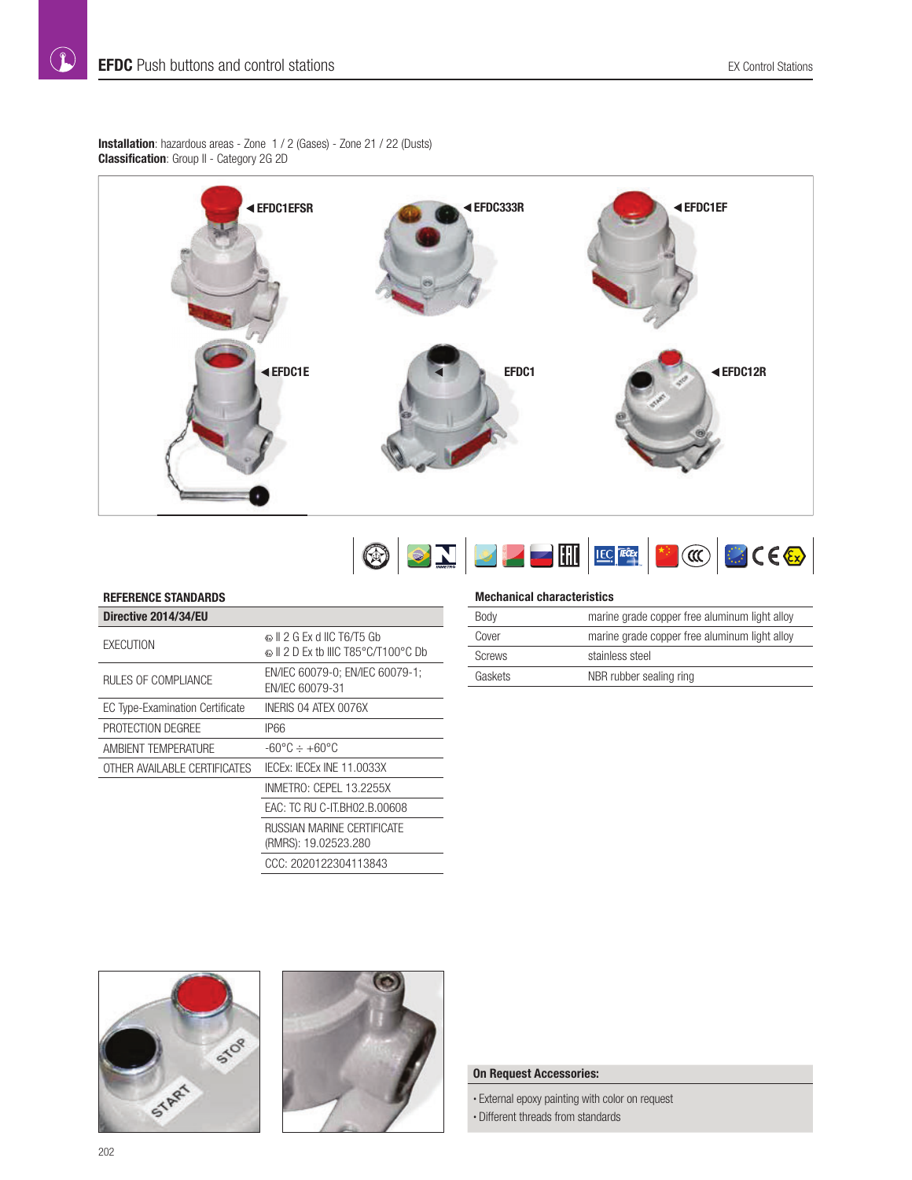# EFDC Push buttons and control stations

EX Control Stations

**Installation**: hazardous areas - Zone 1 / 2 (Gases) - Zone 21 / 22 (Dusts)
**Classification**: Group II - Category 2G 2D

◀EFDC1EFSR ◀EFDC333R ◀EFDC1EF ◀EFDC1E EFDC1 ◀EFDC12R

## REFERENCE STANDARDS

| Directive 2014/34/EU | |
|---|---|
| EXECUTION | Ⓔx II 2 G Ex d IIC T6/T5 Gb<br>Ⓔx II 2 D Ex tb IIIC T85°C/T100°C Db |
| RULES OF COMPLIANCE | EN/IEC 60079-0; EN/IEC 60079-1; EN/IEC 60079-31 |
| EC Type-Examination Certificate | INERIS 04 ATEX 0076X |
| PROTECTION DEGREE | IP66 |
| AMBIENT TEMPERATURE | -60°C ÷ +60°C |
| OTHER AVAILABLE CERTIFICATES | IECEx: IECEx INE 11.0033X |
| | INMETRO: CEPEL 13.2255X |
| | EAC: TC RU C-IT.BH02.B.00608 |
| | RUSSIAN MARINE CERTIFICATE (RMRS): 19.02523.280 |
| | CCC: 2020122304113843 |

## Mechanical characteristics

| | |
|---|---|
| Body | marine grade copper free aluminum light alloy |
| Cover | marine grade copper free aluminum light alloy |
| Screws | stainless steel |
| Gaskets | NBR rubber sealing ring |

**On Request Accessories:**

- External epoxy painting with color on request
- Different threads from standards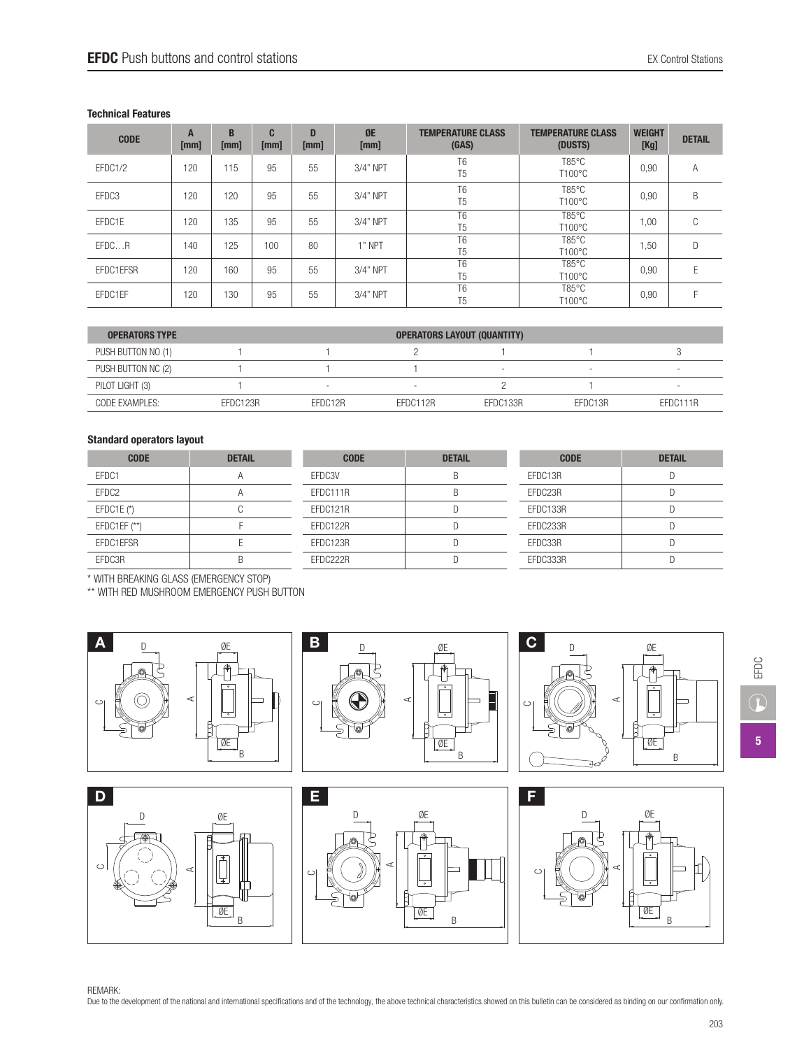# EFDC Push buttons and control stations

### Technical Features

| CODE | A [mm] | B [mm] | C [mm] | D [mm] | ØE [mm] | TEMPERATURE CLASS (GAS) | TEMPERATURE CLASS (DUSTS) | WEIGHT [Kg] | DETAIL |
|---|---|---|---|---|---|---|---|---|---|
| EFDC1/2 | 120 | 115 | 95 | 55 | 3/4" NPT | T6<br>T5 | T85°C<br>T100°C | 0,90 | A |
| EFDC3 | 120 | 120 | 95 | 55 | 3/4" NPT | T6<br>T5 | T85°C<br>T100°C | 0,90 | B |
| EFDC1E | 120 | 135 | 95 | 55 | 3/4" NPT | T6<br>T5 | T85°C<br>T100°C | 1,00 | C |
| EFDC…R | 140 | 125 | 100 | 80 | 1" NPT | T6<br>T5 | T85°C<br>T100°C | 1,50 | D |
| EFDC1EFSR | 120 | 160 | 95 | 55 | 3/4" NPT | T6<br>T5 | T85°C<br>T100°C | 0,90 | E |
| EFDC1EF | 120 | 130 | 95 | 55 | 3/4" NPT | T6<br>T5 | T85°C<br>T100°C | 0,90 | F |

| OPERATORS TYPE | OPERATORS LAYOUT (QUANTITY) | | | | | |
|---|---|---|---|---|---|---|
| PUSH BUTTON NO (1) | 1 | 1 | 2 | 1 | 1 | 3 |
| PUSH BUTTON NC (2) | 1 | 1 | 1 | - | - | - |
| PILOT LIGHT (3) | 1 | - | - | 2 | 1 | - |
| CODE EXAMPLES: | EFDC123R | EFDC12R | EFDC112R | EFDC133R | EFDC13R | EFDC111R |

### Standard operators layout

| CODE | DETAIL | CODE | DETAIL | CODE | DETAIL |
|---|---|---|---|---|---|
| EFDC1 | A | EFDC3V | B | EFDC13R | D |
| EFDC2 | A | EFDC111R | B | EFDC23R | D |
| EFDC1E (*) | C | EFDC121R | D | EFDC133R | D |
| EFDC1EF (**) | F | EFDC122R | D | EFDC233R | D |
| EFDC1EFSR | E | EFDC123R | D | EFDC33R | D |
| EFDC3R | B | EFDC222R | D | EFDC333R | D |

\* WITH BREAKING GLASS (EMERGENCY STOP)

** WITH RED MUSHROOM EMERGENCY PUSH BUTTON

A

B

C

D

E

F

REMARK:
Due to the development of the national and international specifications and of the technology, the above technical characteristics showed on this bulletin can be considered as binding on our confirmation only.